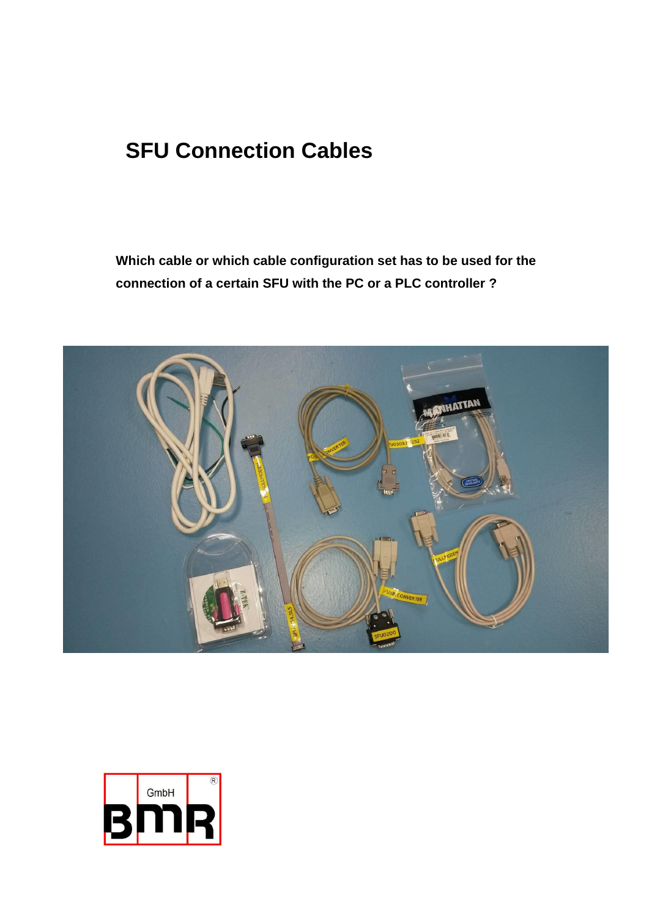# SFU Connection Cables

**Which cable or which cable configuration set has to be used for the connection of a certain SFU with the PC or a PLC controller ?**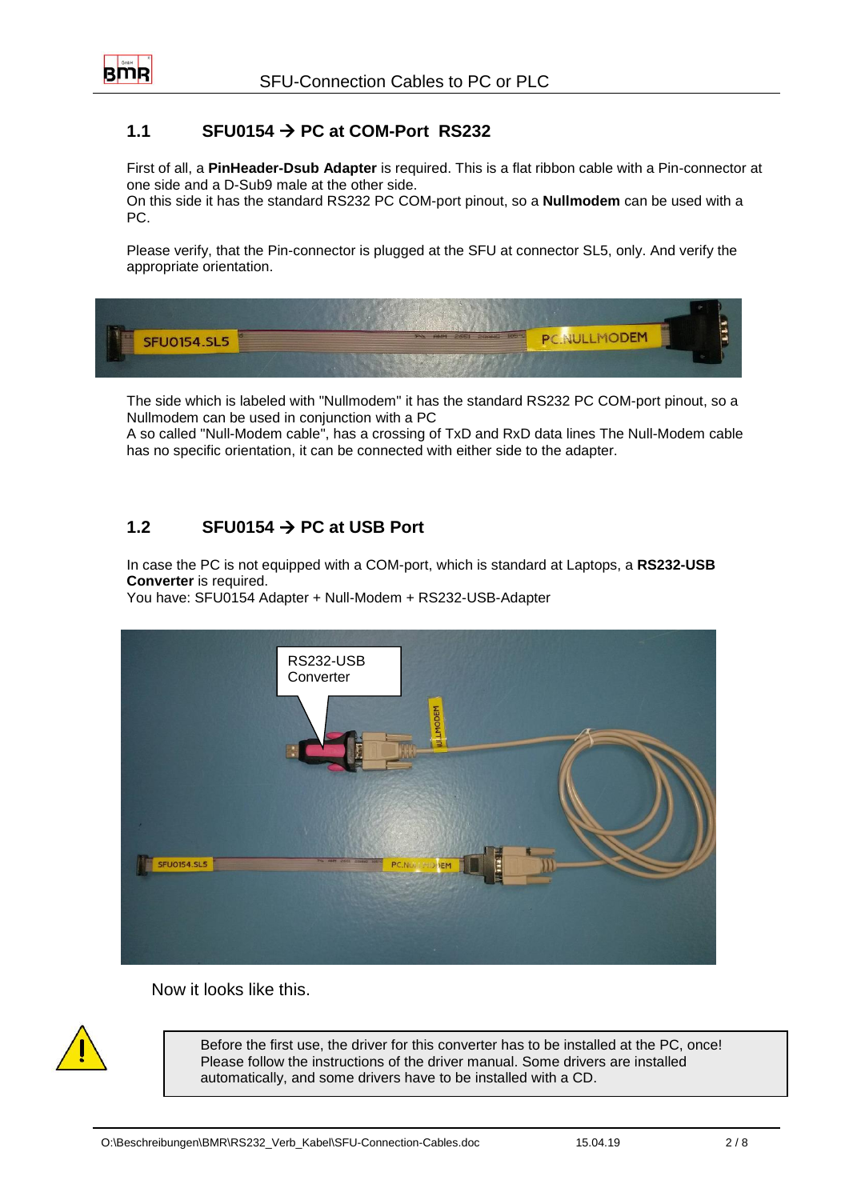## 1.1 SFU0154 → PC at COM-Port RS232

First of all, a **PinHeader-Dsub Adapter** is required. This is a flat ribbon cable with a Pin-connector at one side and a D-Sub9 male at the other side.
On this side it has the standard RS232 PC COM-port pinout, so a **Nullmodem** can be used with a PC.

Please verify, that the Pin-connector is plugged at the SFU at connector SL5, only. And verify the appropriate orientation.

The side which is labeled with "Nullmodem" it has the standard RS232 PC COM-port pinout, so a Nullmodem can be used in conjunction with a PC
A so called "Null-Modem cable", has a crossing of TxD and RxD data lines The Null-Modem cable has no specific orientation, it can be connected with either side to the adapter.

## 1.2 SFU0154 → PC at USB Port

In case the PC is not equipped with a COM-port, which is standard at Laptops, a **RS232-USB Converter** is required.
You have: SFU0154 Adapter + Null-Modem + RS232-USB-Adapter

Now it looks like this.

> Before the first use, the driver for this converter has to be installed at the PC, once! Please follow the instructions of the driver manual. Some drivers are installed automatically, and some drivers have to be installed with a CD.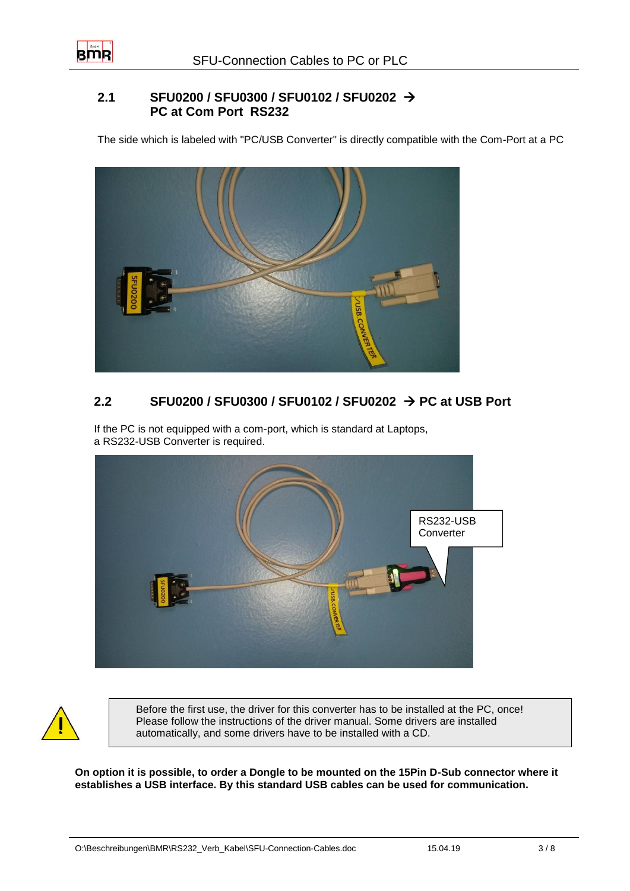## 2.1 SFU0200 / SFU0300 / SFU0102 / SFU0202 → PC at Com Port RS232

The side which is labeled with "PC/USB Converter" is directly compatible with the Com-Port at a PC

## 2.2 SFU0200 / SFU0300 / SFU0102 / SFU0202 → PC at USB Port

If the PC is not equipped with a com-port, which is standard at Laptops,
a RS232-USB Converter is required.

RS232-USB Converter

> Before the first use, the driver for this converter has to be installed at the PC, once! Please follow the instructions of the driver manual. Some drivers are installed automatically, and some drivers have to be installed with a CD.

**On option it is possible, to order a Dongle to be mounted on the 15Pin D-Sub connector where it establishes a USB interface. By this standard USB cables can be used for communication.**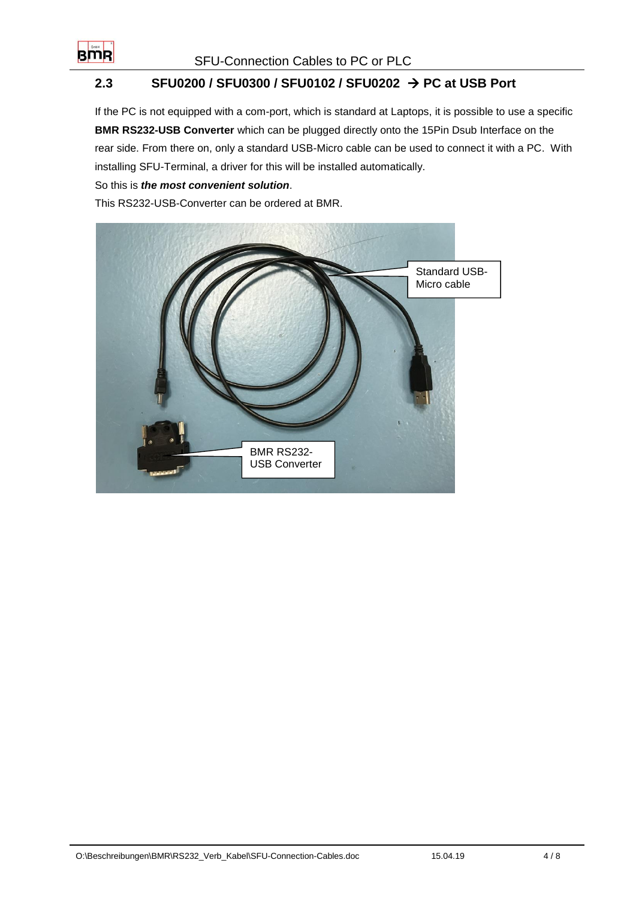## 2.3 SFU0200 / SFU0300 / SFU0102 / SFU0202 → PC at USB Port

If the PC is not equipped with a com-port, which is standard at Laptops, it is possible to use a specific **BMR RS232-USB Converter** which can be plugged directly onto the 15Pin Dsub Interface on the rear side. From there on, only a standard USB-Micro cable can be used to connect it with a PC. With installing SFU-Terminal, a driver for this will be installed automatically.

So this is ***the most convenient solution***.

This RS232-USB-Converter can be ordered at BMR.

Standard USB-Micro cable

BMR RS232-USB Converter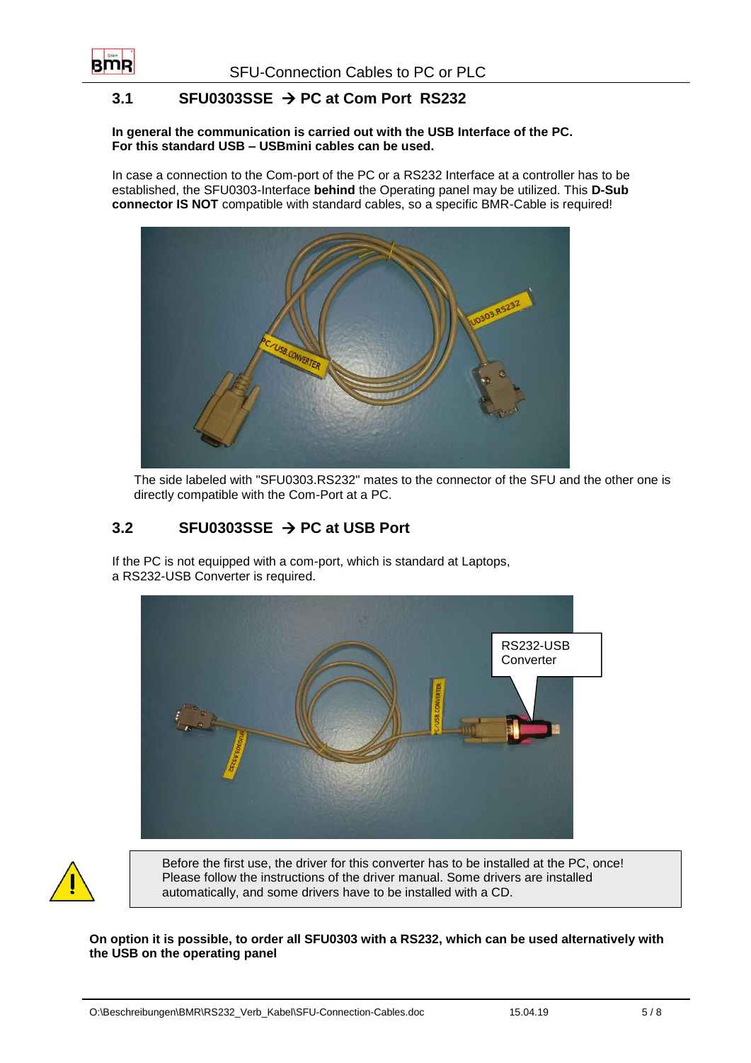## 3.1 SFU0303SSE → PC at Com Port RS232

**In general the communication is carried out with the USB Interface of the PC.**
**For this standard USB – USBmini cables can be used.**

In case a connection to the Com-port of the PC or a RS232 Interface at a controller has to be established, the SFU0303-Interface **behind** the Operating panel may be utilized. This **D-Sub connector IS NOT** compatible with standard cables, so a specific BMR-Cable is required!

The side labeled with "SFU0303.RS232" mates to the connector of the SFU and the other one is directly compatible with the Com-Port at a PC.

## 3.2 SFU0303SSE → PC at USB Port

If the PC is not equipped with a com-port, which is standard at Laptops,
a RS232-USB Converter is required.

RS232-USB Converter

Before the first use, the driver for this converter has to be installed at the PC, once! Please follow the instructions of the driver manual. Some drivers are installed automatically, and some drivers have to be installed with a CD.

**On option it is possible, to order all SFU0303 with a RS232, which can be used alternatively with the USB on the operating panel**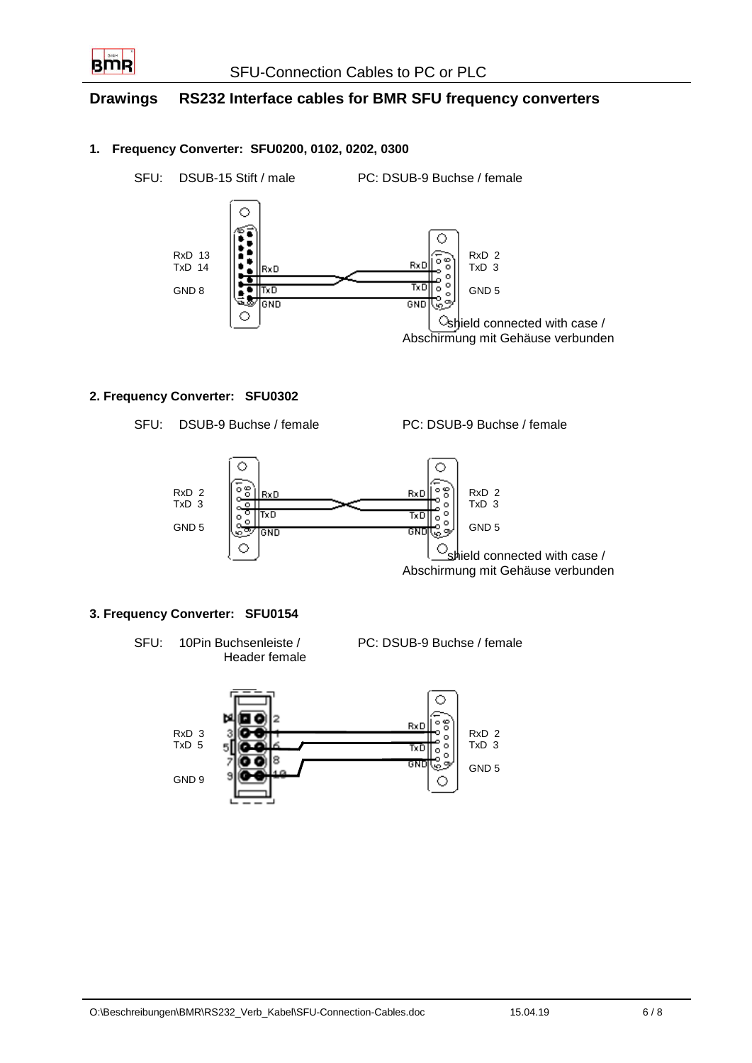# Drawings RS232 Interface cables for BMR SFU frequency converters

## 1. Frequency Converter: SFU0200, 0102, 0202, 0300

SFU: DSUB-15 Stift / male PC: DSUB-9 Buchse / female

RxD 13
TxD 14

GND 8

RxD
TxD
GND

RxD
TxD
GND

RxD 2
TxD 3

GND 5

shield connected with case /
Abschirmung mit Gehäuse verbunden

## 2. Frequency Converter: SFU0302

SFU: DSUB-9 Buchse / female PC: DSUB-9 Buchse / female

RxD 2
TxD 3

GND 5

RxD
TxD
GND

RxD
TxD
GND

RxD 2
TxD 3

GND 5

shield connected with case /
Abschirmung mit Gehäuse verbunden

## 3. Frequency Converter: SFU0154

SFU: 10Pin Buchsenleiste / Header female PC: DSUB-9 Buchse / female

RxD 3
TxD 5

GND 9

RxD
TxD
GND

RxD 2
TxD 3

GND 5

O:\Beschreibungen\BMR\RS232_Verb_Kabel\SFU-Connection-Cables.doc 15.04.19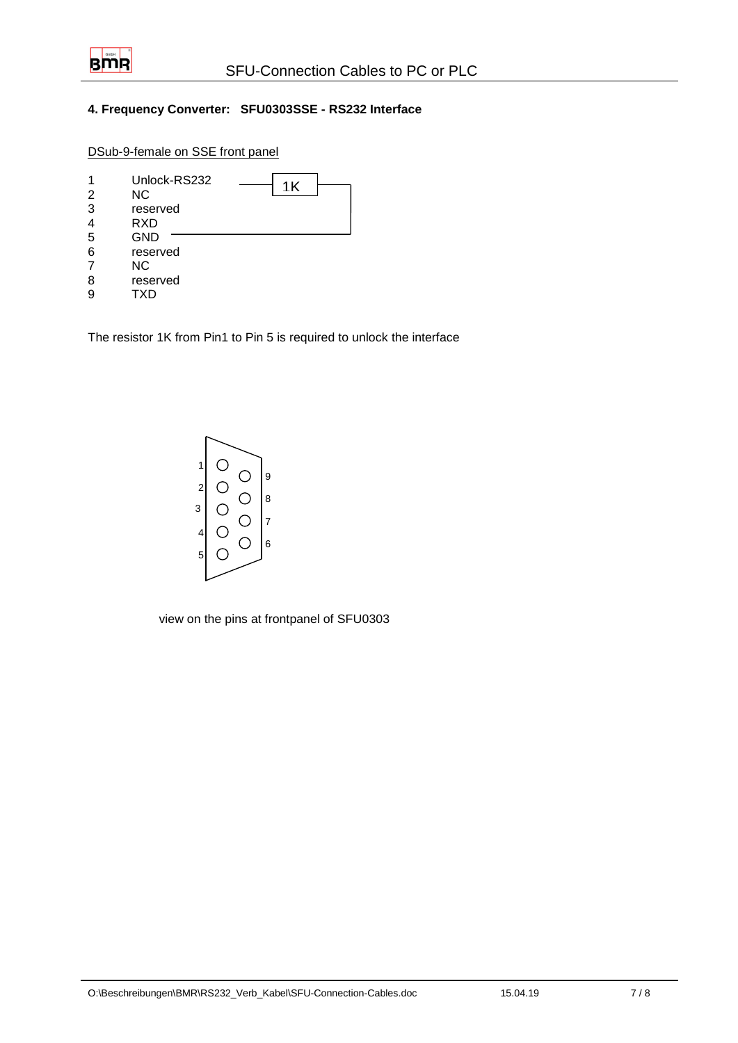### 4. Frequency Converter: SFU0303SSE - RS232 Interface

DSub-9-female on SSE front panel

| Pin | Signal |
|---|---|
| 1 | Unlock-RS232 |
| 2 | NC |
| 3 | reserved |
| 4 | RXD |
| 5 | GND |
| 6 | reserved |
| 7 | NC |
| 8 | reserved |
| 9 | TXD |

1K

The resistor 1K from Pin1 to Pin 5 is required to unlock the interface

view on the pins at frontpanel of SFU0303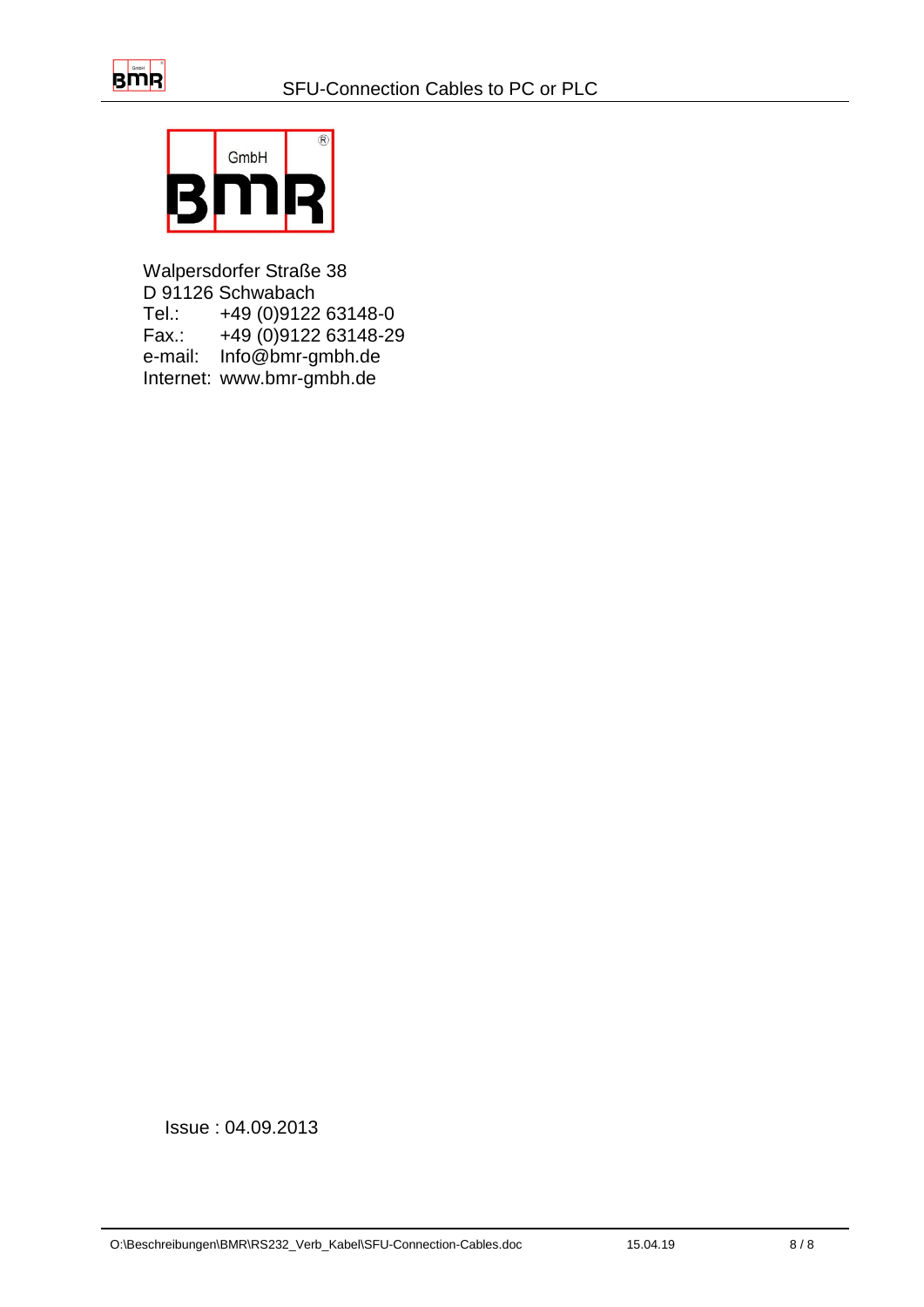Walpersdorfer Straße 38
D 91126 Schwabach
Tel.: +49 (0)9122 63148-0
Fax.: +49 (0)9122 63148-29
e-mail: Info@bmr-gmbh.de
Internet: www.bmr-gmbh.de

Issue : 04.09.2013